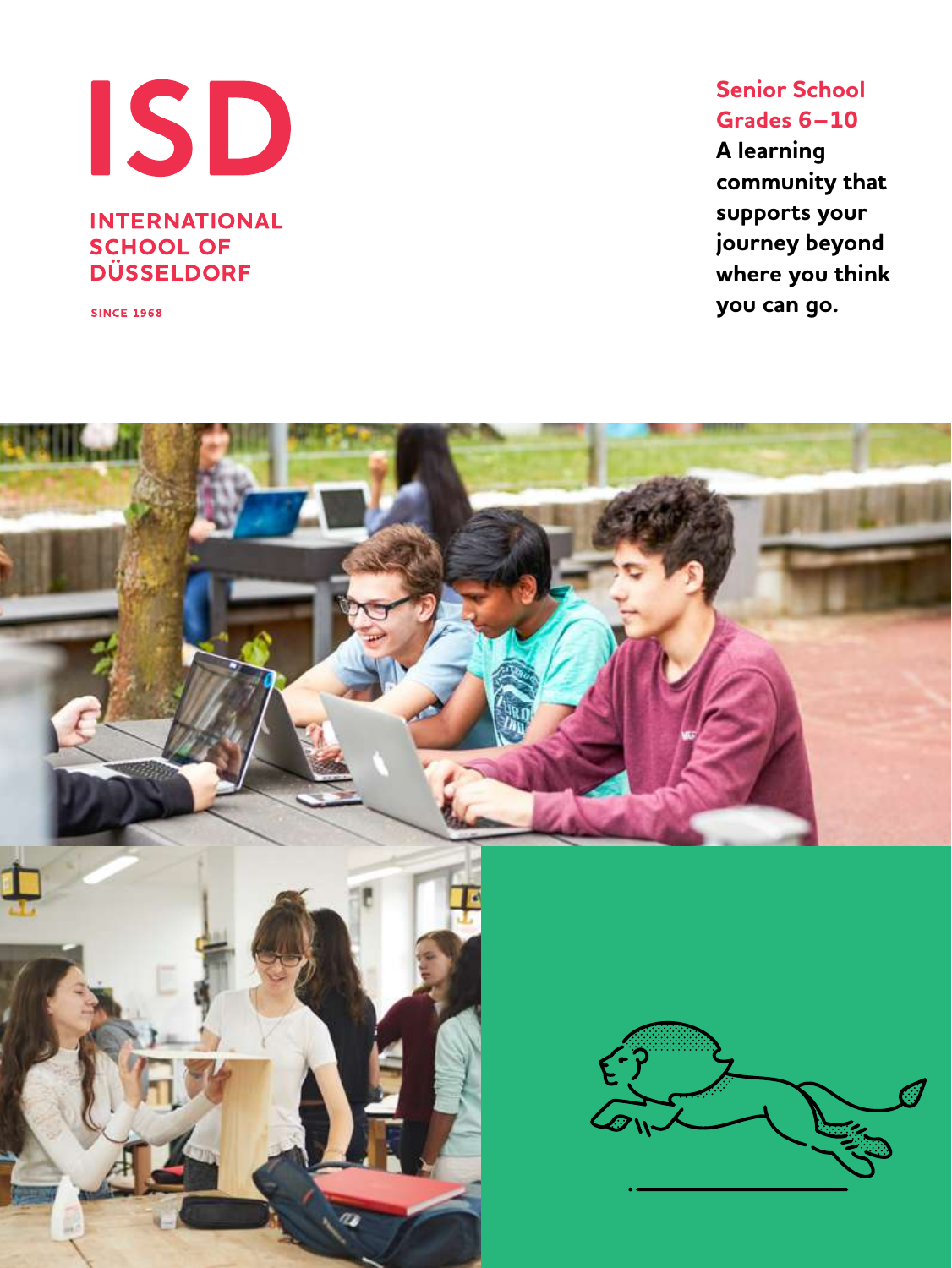# ISD

INTERNATIONAL SCHOOL OF DÜSSELDORF

SINCE 1968

## Senior School Grades 6–10

**A learning community that supports your journey beyond where you think you can go.**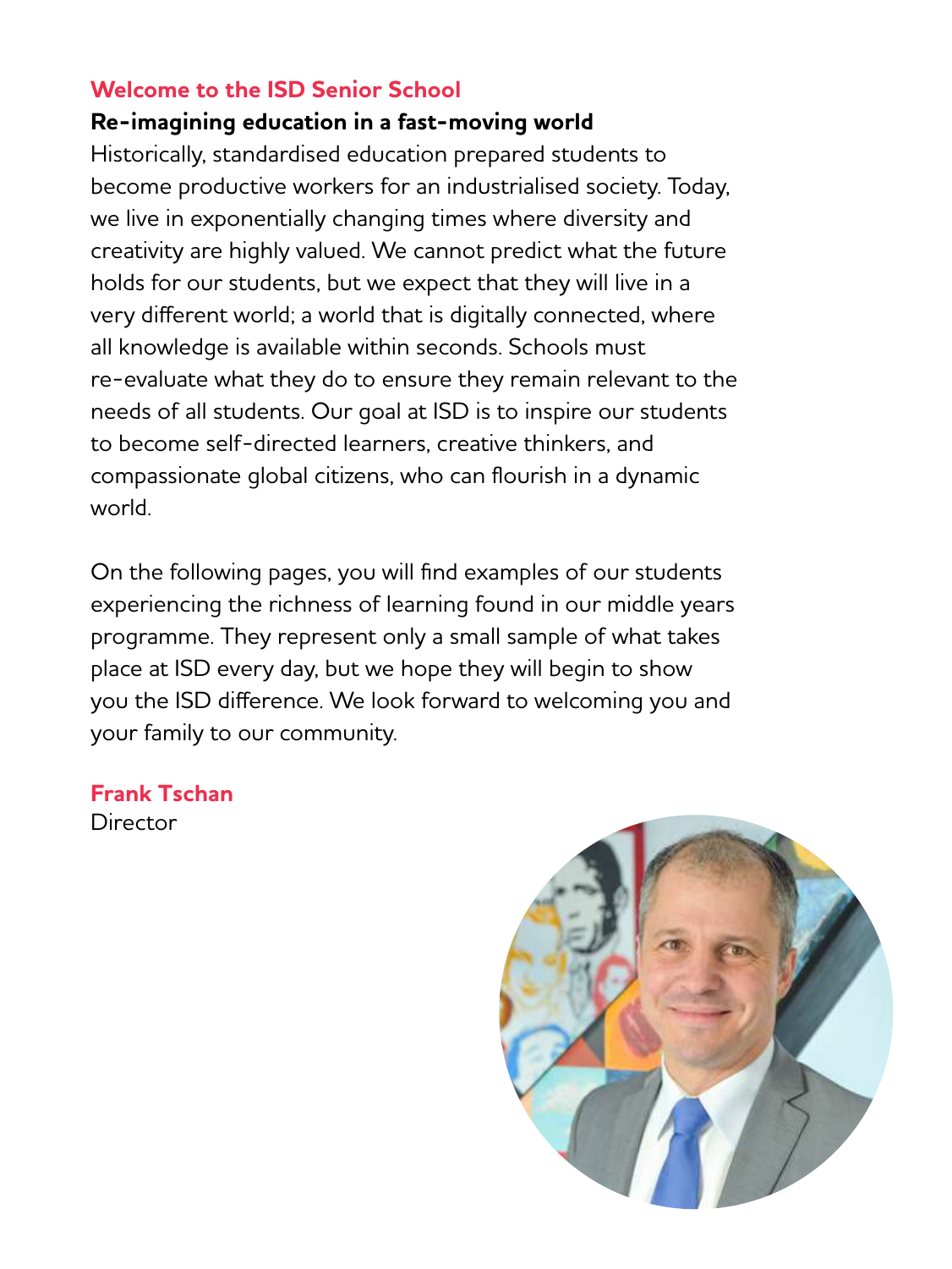## Welcome to the ISD Senior School

### Re-imagining education in a fast-moving world

Historically, standardised education prepared students to become productive workers for an industrialised society. Today, we live in exponentially changing times where diversity and creativity are highly valued. We cannot predict what the future holds for our students, but we expect that they will live in a very different world; a world that is digitally connected, where all knowledge is available within seconds. Schools must re-evaluate what they do to ensure they remain relevant to the needs of all students. Our goal at ISD is to inspire our students to become self-directed learners, creative thinkers, and compassionate global citizens, who can flourish in a dynamic world.

On the following pages, you will find examples of our students experiencing the richness of learning found in our middle years programme. They represent only a small sample of what takes place at ISD every day, but we hope they will begin to show you the ISD difference. We look forward to welcoming you and your family to our community.

**Frank Tschan**
Director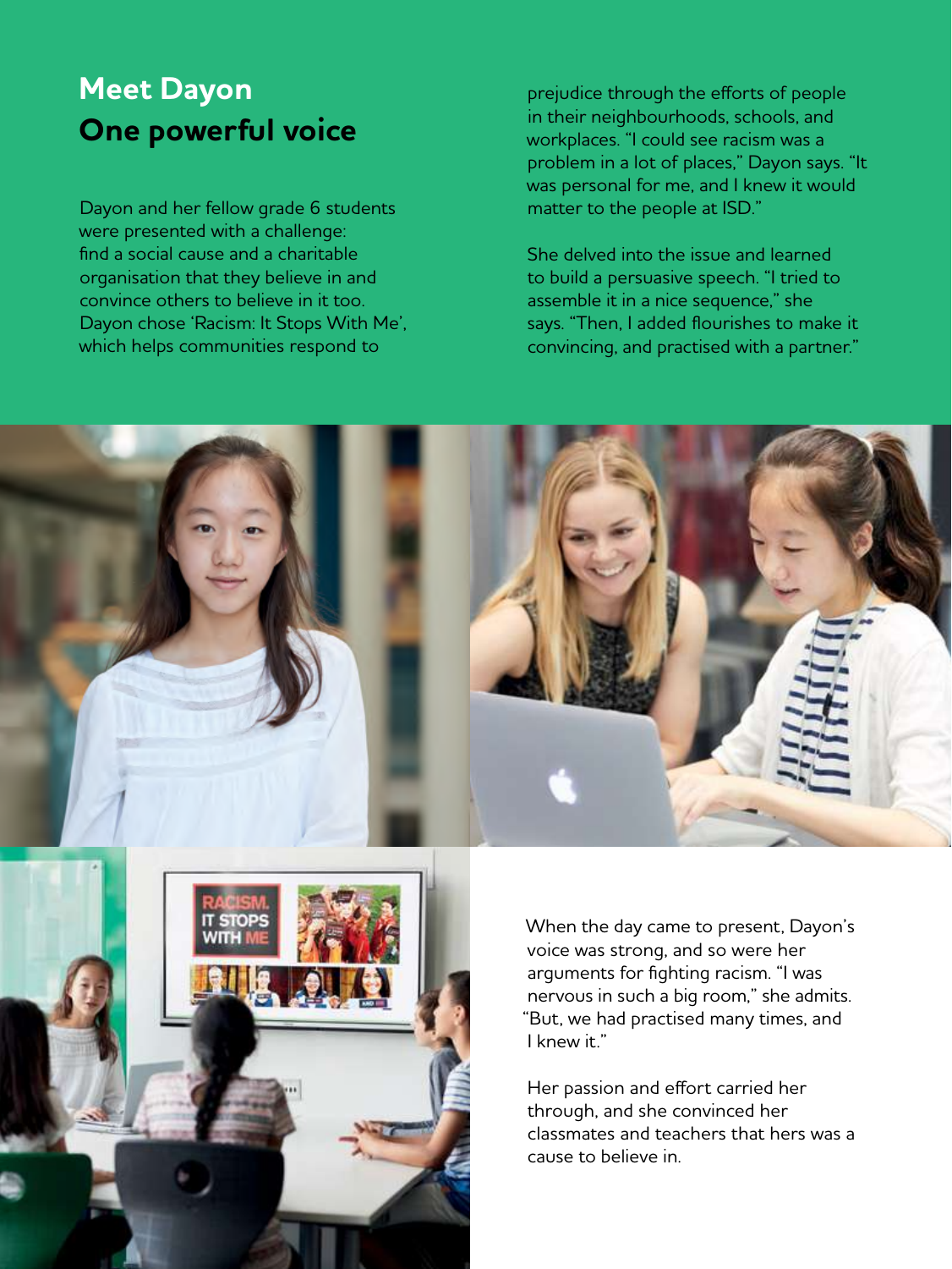# Meet Dayon
## One powerful voice

Dayon and her fellow grade 6 students were presented with a challenge: find a social cause and a charitable organisation that they believe in and convince others to believe in it too. Dayon chose 'Racism: It Stops With Me', which helps communities respond to prejudice through the efforts of people in their neighbourhoods, schools, and workplaces. "I could see racism was a problem in a lot of places," Dayon says. "It was personal for me, and I knew it would matter to the people at ISD."

She delved into the issue and learned to build a persuasive speech. "I tried to assemble it in a nice sequence," she says. "Then, I added flourishes to make it convincing, and practised with a partner."

When the day came to present, Dayon's voice was strong, and so were her arguments for fighting racism. "I was nervous in such a big room," she admits. "But, we had practised many times, and I knew it."

Her passion and effort carried her through, and she convinced her classmates and teachers that hers was a cause to believe in.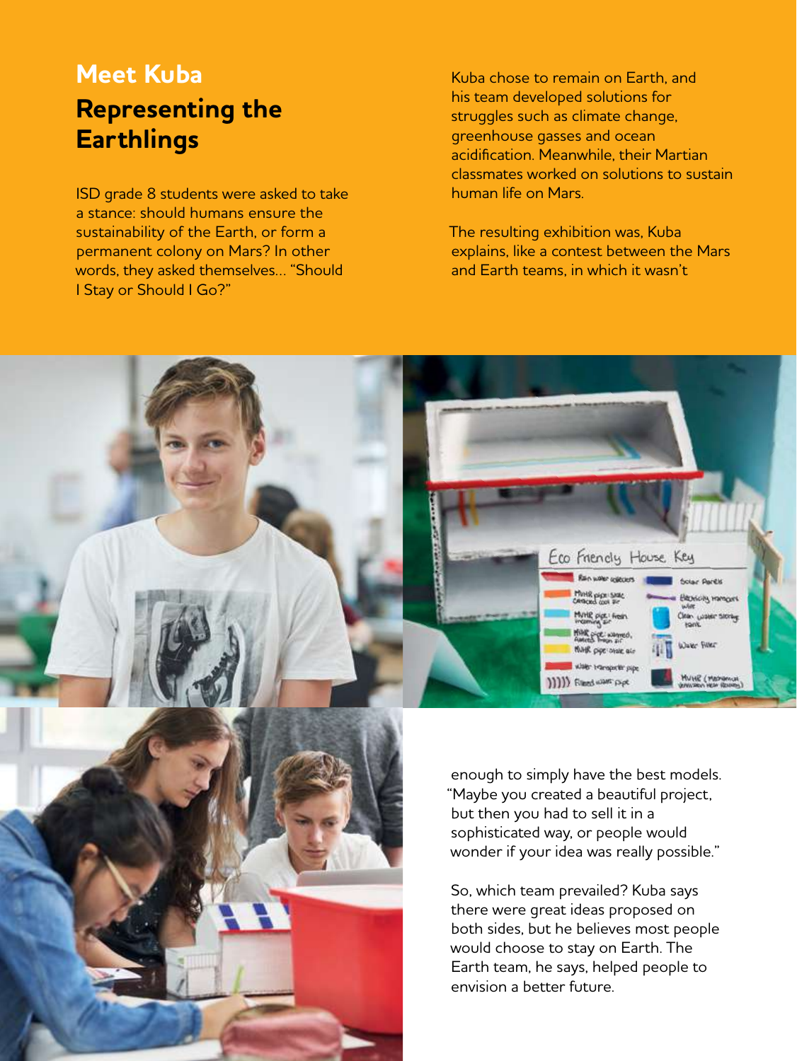## Meet Kuba

# Representing the Earthlings

ISD grade 8 students were asked to take a stance: should humans ensure the sustainability of the Earth, or form a permanent colony on Mars? In other words, they asked themselves… "Should I Stay or Should I Go?"

Kuba chose to remain on Earth, and his team developed solutions for struggles such as climate change, greenhouse gasses and ocean acidification. Meanwhile, their Martian classmates worked on solutions to sustain human life on Mars.

The resulting exhibition was, Kuba explains, like a contest between the Mars and Earth teams, in which it wasn't enough to simply have the best models. "Maybe you created a beautiful project, but then you had to sell it in a sophisticated way, or people would wonder if your idea was really possible."

So, which team prevailed? Kuba says there were great ideas proposed on both sides, but he believes most people would choose to stay on Earth. The Earth team, he says, helped people to envision a better future.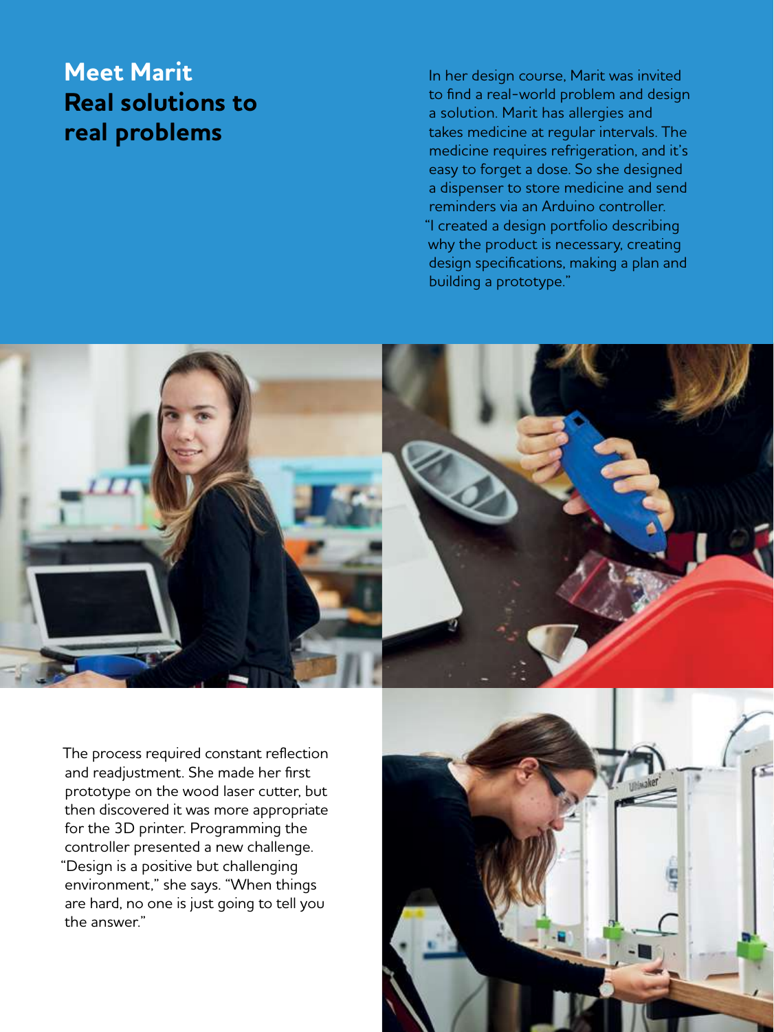# Meet Marit
## Real solutions to real problems

In her design course, Marit was invited to find a real-world problem and design a solution. Marit has allergies and takes medicine at regular intervals. The medicine requires refrigeration, and it's easy to forget a dose. So she designed a dispenser to store medicine and send reminders via an Arduino controller. "I created a design portfolio describing why the product is necessary, creating design specifications, making a plan and building a prototype."

The process required constant reflection and readjustment. She made her first prototype on the wood laser cutter, but then discovered it was more appropriate for the 3D printer. Programming the controller presented a new challenge. "Design is a positive but challenging environment," she says. "When things are hard, no one is just going to tell you the answer."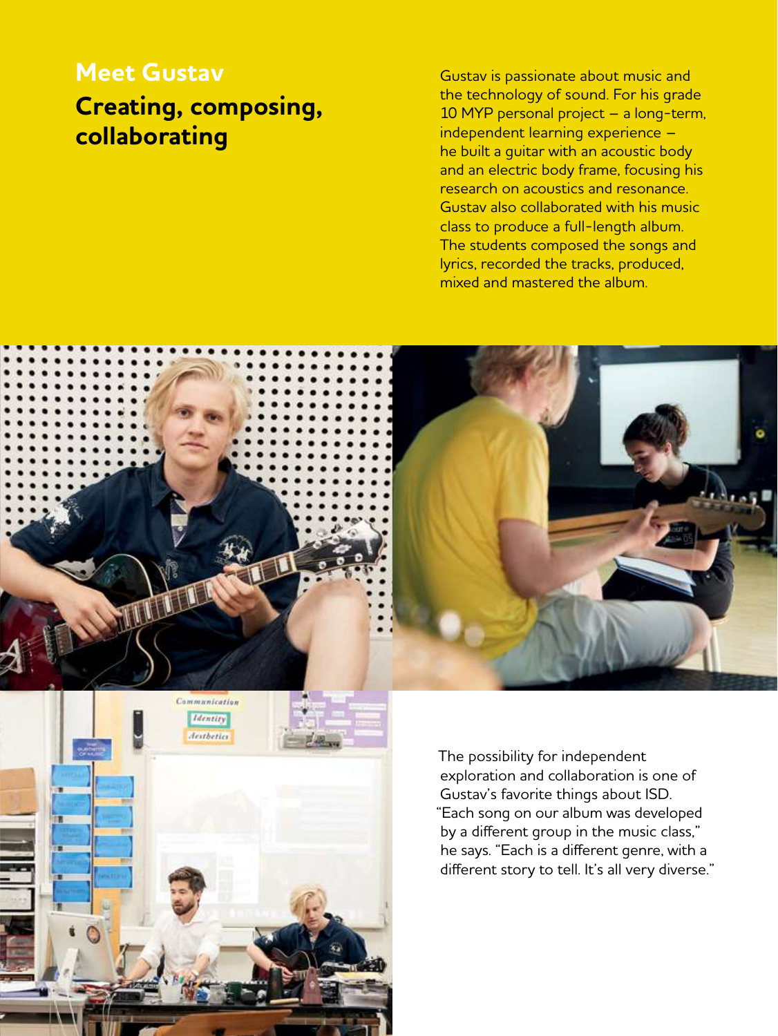## Meet Gustav

# Creating, composing, collaborating

Gustav is passionate about music and the technology of sound. For his grade 10 MYP personal project – a long-term, independent learning experience – he built a guitar with an acoustic body and an electric body frame, focusing his research on acoustics and resonance. Gustav also collaborated with his music class to produce a full-length album. The students composed the songs and lyrics, recorded the tracks, produced, mixed and mastered the album.

The possibility for independent exploration and collaboration is one of Gustav's favorite things about ISD. "Each song on our album was developed by a different group in the music class," he says. "Each is a different genre, with a different story to tell. It's all very diverse."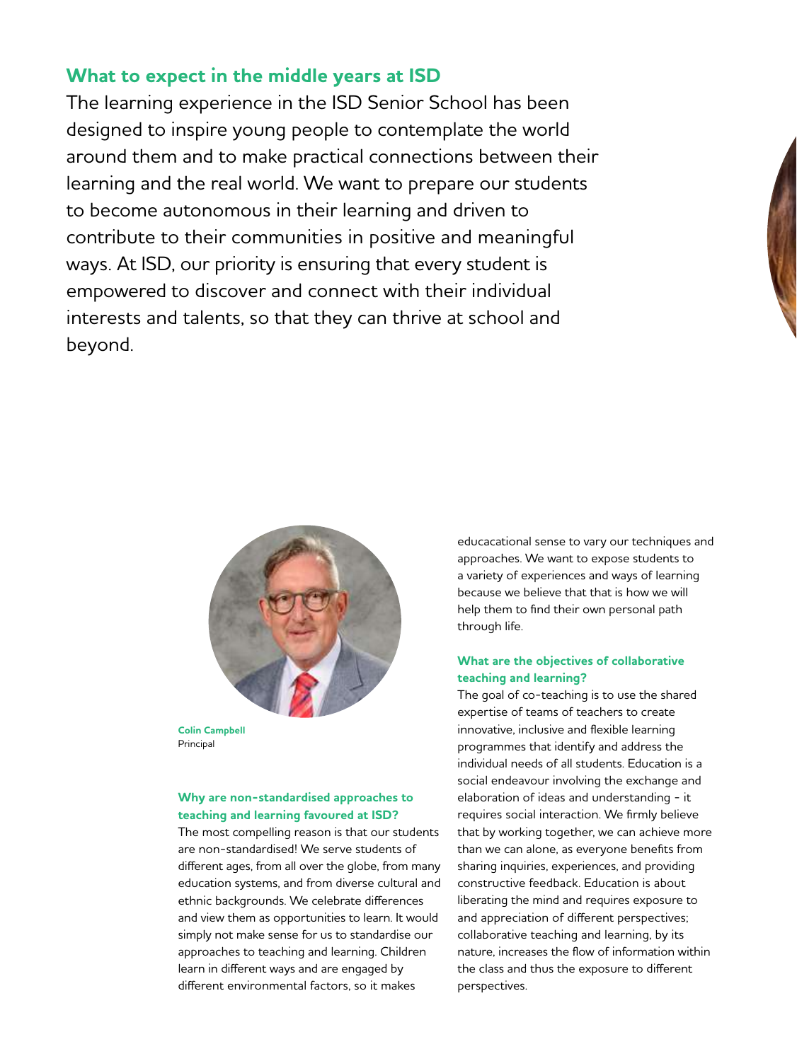## What to expect in the middle years at ISD

The learning experience in the ISD Senior School has been designed to inspire young people to contemplate the world around them and to make practical connections between their learning and the real world. We want to prepare our students to become autonomous in their learning and driven to contribute to their communities in positive and meaningful ways. At ISD, our priority is ensuring that every student is empowered to discover and connect with their individual interests and talents, so that they can thrive at school and beyond.

**Colin Campbell**
Principal

### Why are non-standardised approaches to teaching and learning favoured at ISD?

The most compelling reason is that our students are non-standardised! We serve students of different ages, from all over the globe, from many education systems, and from diverse cultural and ethnic backgrounds. We celebrate differences and view them as opportunities to learn. It would simply not make sense for us to standardise our approaches to teaching and learning. Children learn in different ways and are engaged by different environmental factors, so it makes educacational sense to vary our techniques and approaches. We want to expose students to a variety of experiences and ways of learning because we believe that that is how we will help them to find their own personal path through life.

### What are the objectives of collaborative teaching and learning?

The goal of co-teaching is to use the shared expertise of teams of teachers to create innovative, inclusive and flexible learning programmes that identify and address the individual needs of all students. Education is a social endeavour involving the exchange and elaboration of ideas and understanding - it requires social interaction. We firmly believe that by working together, we can achieve more than we can alone, as everyone benefits from sharing inquiries, experiences, and providing constructive feedback. Education is about liberating the mind and requires exposure to and appreciation of different perspectives; collaborative teaching and learning, by its nature, increases the flow of information within the class and thus the exposure to different perspectives.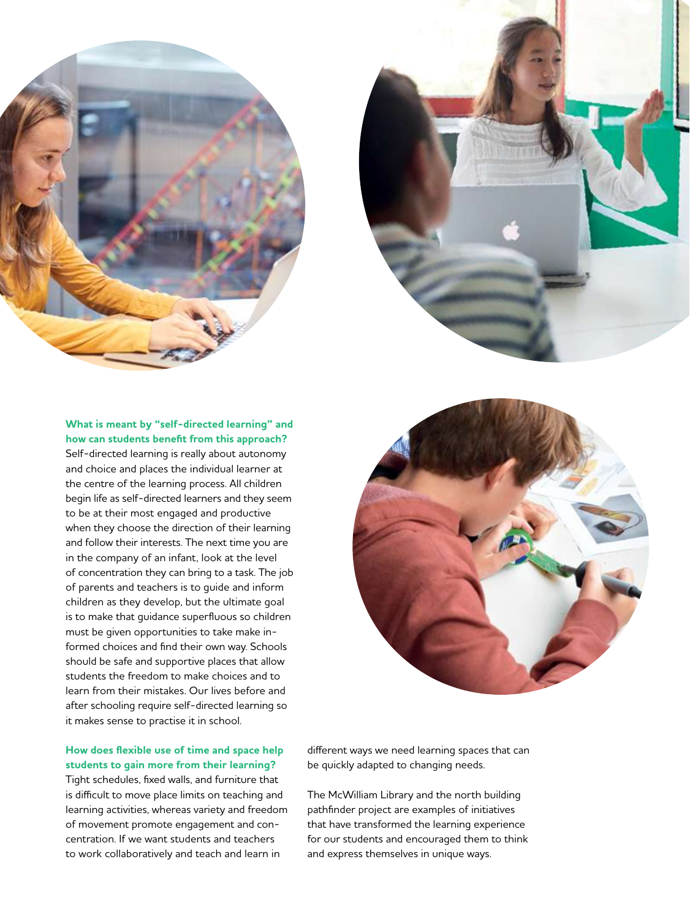**What is meant by "self-directed learning" and how can students benefit from this approach?**

Self-directed learning is really about autonomy and choice and places the individual learner at the centre of the learning process. All children begin life as self-directed learners and they seem to be at their most engaged and productive when they choose the direction of their learning and follow their interests. The next time you are in the company of an infant, look at the level of concentration they can bring to a task. The job of parents and teachers is to guide and inform children as they develop, but the ultimate goal is to make that guidance superfluous so children must be given opportunities to take make informed choices and find their own way. Schools should be safe and supportive places that allow students the freedom to make choices and to learn from their mistakes. Our lives before and after schooling require self-directed learning so it makes sense to practise it in school.

**How does flexible use of time and space help students to gain more from their learning?**

Tight schedules, fixed walls, and furniture that is difficult to move place limits on teaching and learning activities, whereas variety and freedom of movement promote engagement and concentration. If we want students and teachers to work collaboratively and teach and learn in different ways we need learning spaces that can be quickly adapted to changing needs.

The McWilliam Library and the north building pathfinder project are examples of initiatives that have transformed the learning experience for our students and encouraged them to think and express themselves in unique ways.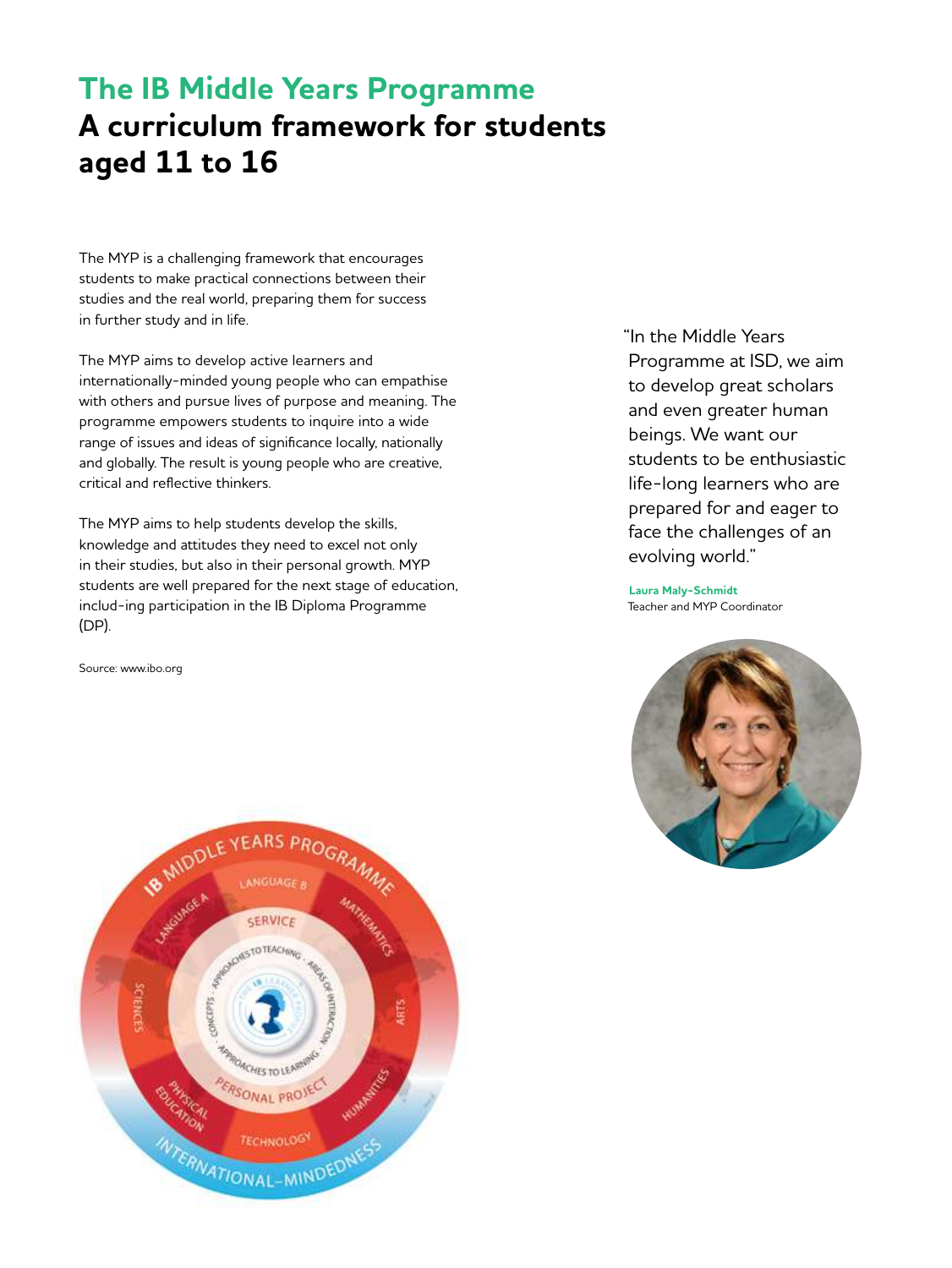# The IB Middle Years Programme

## A curriculum framework for students aged 11 to 16

The MYP is a challenging framework that encourages students to make practical connections between their studies and the real world, preparing them for success in further study and in life.

The MYP aims to develop active learners and internationally-minded young people who can empathise with others and pursue lives of purpose and meaning. The programme empowers students to inquire into a wide range of issues and ideas of significance locally, nationally and globally. The result is young people who are creative, critical and reflective thinkers.

The MYP aims to help students develop the skills, knowledge and attitudes they need to excel not only in their studies, but also in their personal growth. MYP students are well prepared for the next stage of education, includ-ing participation in the IB Diploma Programme (DP).

Source: www.ibo.org

"In the Middle Years Programme at ISD, we aim to develop great scholars and even greater human beings. We want our students to be enthusiastic life-long learners who are prepared for and eager to face the challenges of an evolving world."

**Laura Maly-Schmidt**
Teacher and MYP Coordinator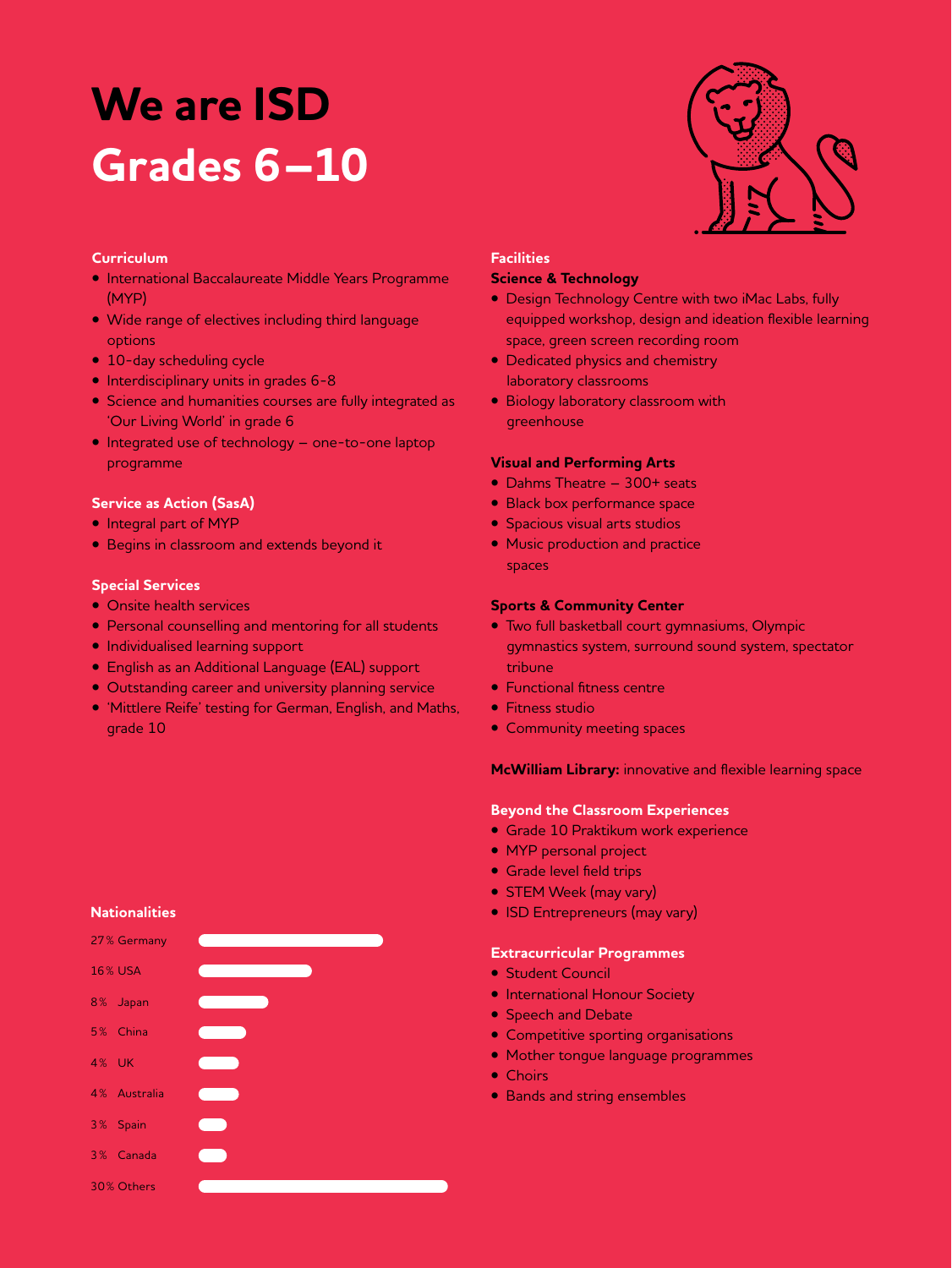# We are ISD

## Grades 6–10

### Curriculum

- International Baccalaureate Middle Years Programme (MYP)
- Wide range of electives including third language options
- 10-day scheduling cycle
- Interdisciplinary units in grades 6-8
- Science and humanities courses are fully integrated as 'Our Living World' in grade 6
- Integrated use of technology – one-to-one laptop programme

### Service as Action (SasA)

- Integral part of MYP
- Begins in classroom and extends beyond it

### Special Services

- Onsite health services
- Personal counselling and mentoring for all students
- Individualised learning support
- English as an Additional Language (EAL) support
- Outstanding career and university planning service
- 'Mittlere Reife' testing for German, English, and Maths, grade 10

### Nationalities

| Nationality | Percentage |
| --- | --- |
| Germany | 27% |
| USA | 16% |
| Japan | 8% |
| China | 5% |
| UK | 4% |
| Australia | 4% |
| Spain | 3% |
| Canada | 3% |
| Others | 30% |

### Facilities

**Science & Technology**

- Design Technology Centre with two iMac Labs, fully equipped workshop, design and ideation flexible learning space, green screen recording room
- Dedicated physics and chemistry laboratory classrooms
- Biology laboratory classroom with greenhouse

**Visual and Performing Arts**

- Dahms Theatre – 300+ seats
- Black box performance space
- Spacious visual arts studios
- Music production and practice spaces

**Sports & Community Center**

- Two full basketball court gymnasiums, Olympic gymnastics system, surround sound system, spectator tribune
- Functional fitness centre
- Fitness studio
- Community meeting spaces

**McWilliam Library:** innovative and flexible learning space

### Beyond the Classroom Experiences

- Grade 10 Praktikum work experience
- MYP personal project
- Grade level field trips
- STEM Week (may vary)
- ISD Entrepreneurs (may vary)

### Extracurricular Programmes

- Student Council
- International Honour Society
- Speech and Debate
- Competitive sporting organisations
- Mother tongue language programmes
- Choirs
- Bands and string ensembles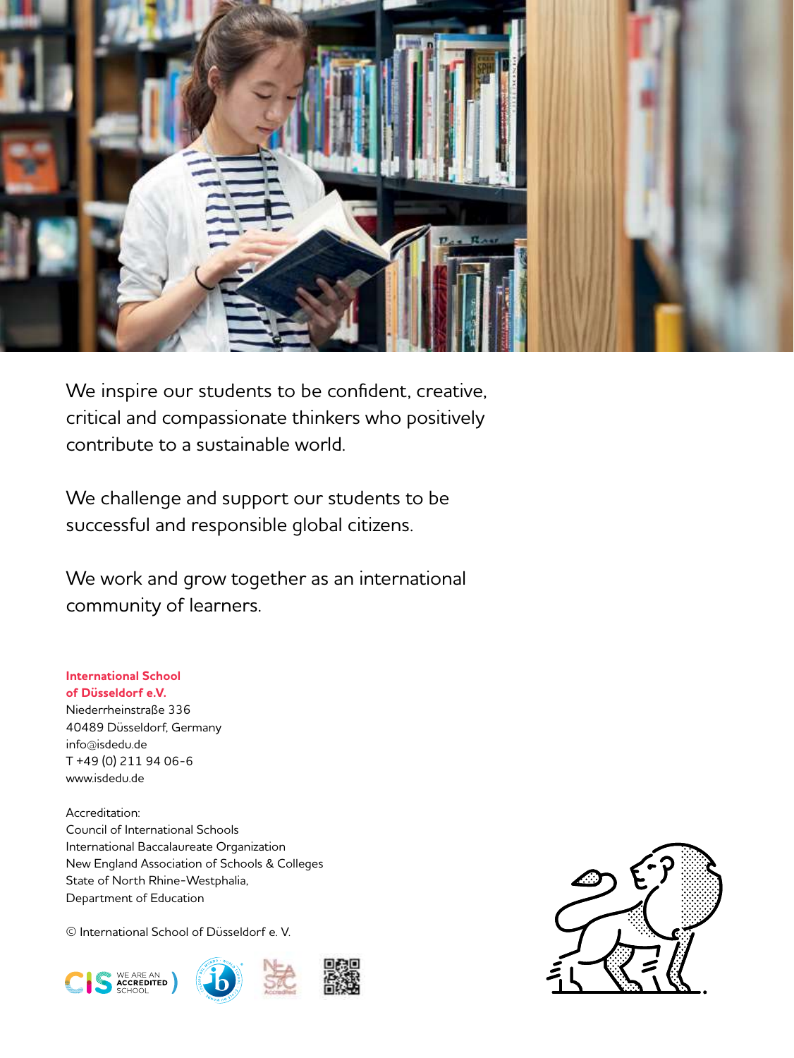We inspire our students to be confident, creative, critical and compassionate thinkers who positively contribute to a sustainable world.

We challenge and support our students to be successful and responsible global citizens.

We work and grow together as an international community of learners.

**International School of Düsseldorf e.V.**
Niederrheinstraße 336
40489 Düsseldorf, Germany
info@isdedu.de
T +49 (0) 211 94 06-6
www.isdedu.de

Accreditation:
Council of International Schools
International Baccalaureate Organization
New England Association of Schools & Colleges
State of North Rhine-Westphalia,
Department of Education

© International School of Düsseldorf e. V.

CIS WE ARE AN ACCREDITED SCHOOL